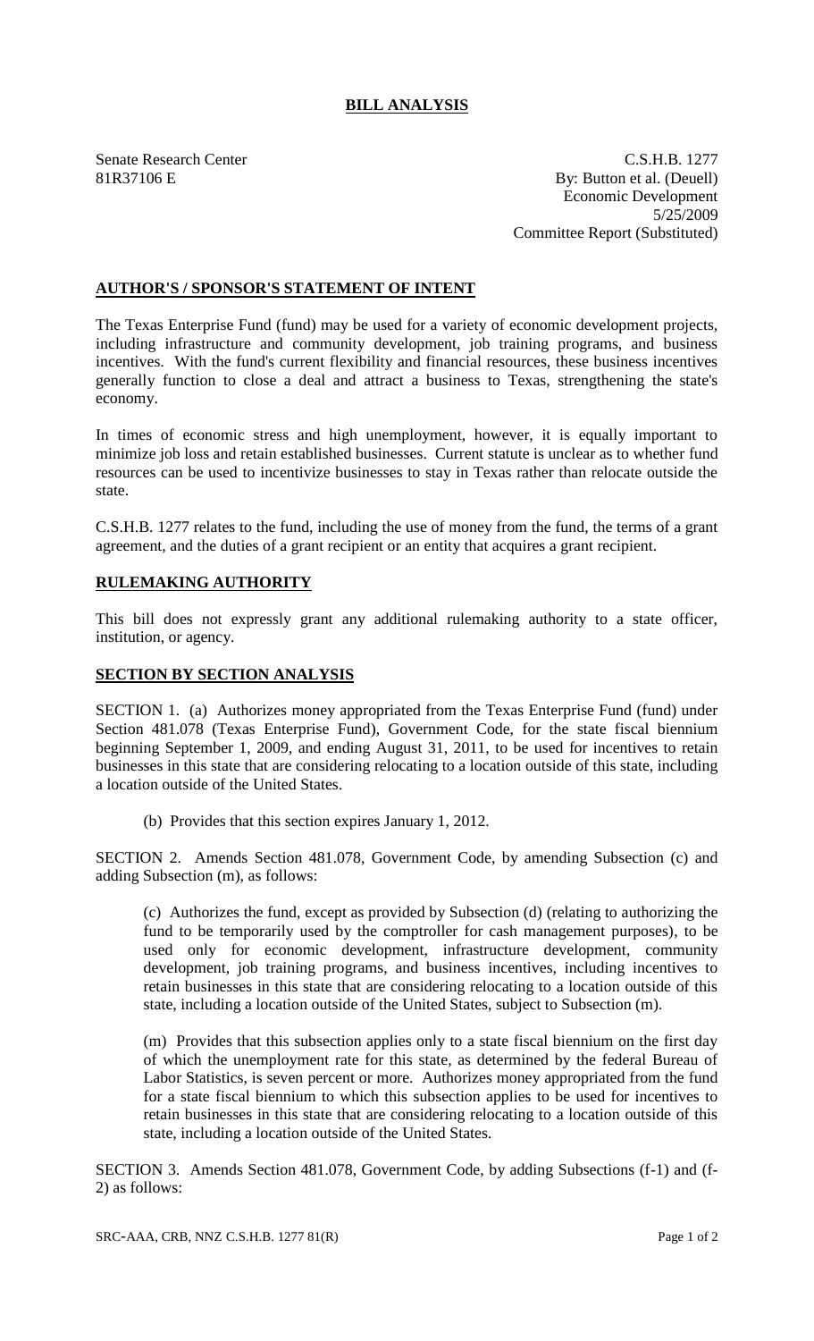# BILL ANALYSIS

Senate Research Center
81R37106 E

C.S.H.B. 1277
By: Button et al. (Deuell)
Economic Development
5/25/2009
Committee Report (Substituted)

## AUTHOR'S / SPONSOR'S STATEMENT OF INTENT

The Texas Enterprise Fund (fund) may be used for a variety of economic development projects, including infrastructure and community development, job training programs, and business incentives. With the fund's current flexibility and financial resources, these business incentives generally function to close a deal and attract a business to Texas, strengthening the state's economy.

In times of economic stress and high unemployment, however, it is equally important to minimize job loss and retain established businesses. Current statute is unclear as to whether fund resources can be used to incentivize businesses to stay in Texas rather than relocate outside the state.

C.S.H.B. 1277 relates to the fund, including the use of money from the fund, the terms of a grant agreement, and the duties of a grant recipient or an entity that acquires a grant recipient.

## RULEMAKING AUTHORITY

This bill does not expressly grant any additional rulemaking authority to a state officer, institution, or agency.

## SECTION BY SECTION ANALYSIS

SECTION 1. (a) Authorizes money appropriated from the Texas Enterprise Fund (fund) under Section 481.078 (Texas Enterprise Fund), Government Code, for the state fiscal biennium beginning September 1, 2009, and ending August 31, 2011, to be used for incentives to retain businesses in this state that are considering relocating to a location outside of this state, including a location outside of the United States.

(b) Provides that this section expires January 1, 2012.

SECTION 2. Amends Section 481.078, Government Code, by amending Subsection (c) and adding Subsection (m), as follows:

(c) Authorizes the fund, except as provided by Subsection (d) (relating to authorizing the fund to be temporarily used by the comptroller for cash management purposes), to be used only for economic development, infrastructure development, community development, job training programs, and business incentives, including incentives to retain businesses in this state that are considering relocating to a location outside of this state, including a location outside of the United States, subject to Subsection (m).

(m) Provides that this subsection applies only to a state fiscal biennium on the first day of which the unemployment rate for this state, as determined by the federal Bureau of Labor Statistics, is seven percent or more. Authorizes money appropriated from the fund for a state fiscal biennium to which this subsection applies to be used for incentives to retain businesses in this state that are considering relocating to a location outside of this state, including a location outside of the United States.

SECTION 3. Amends Section 481.078, Government Code, by adding Subsections (f-1) and (f-2) as follows: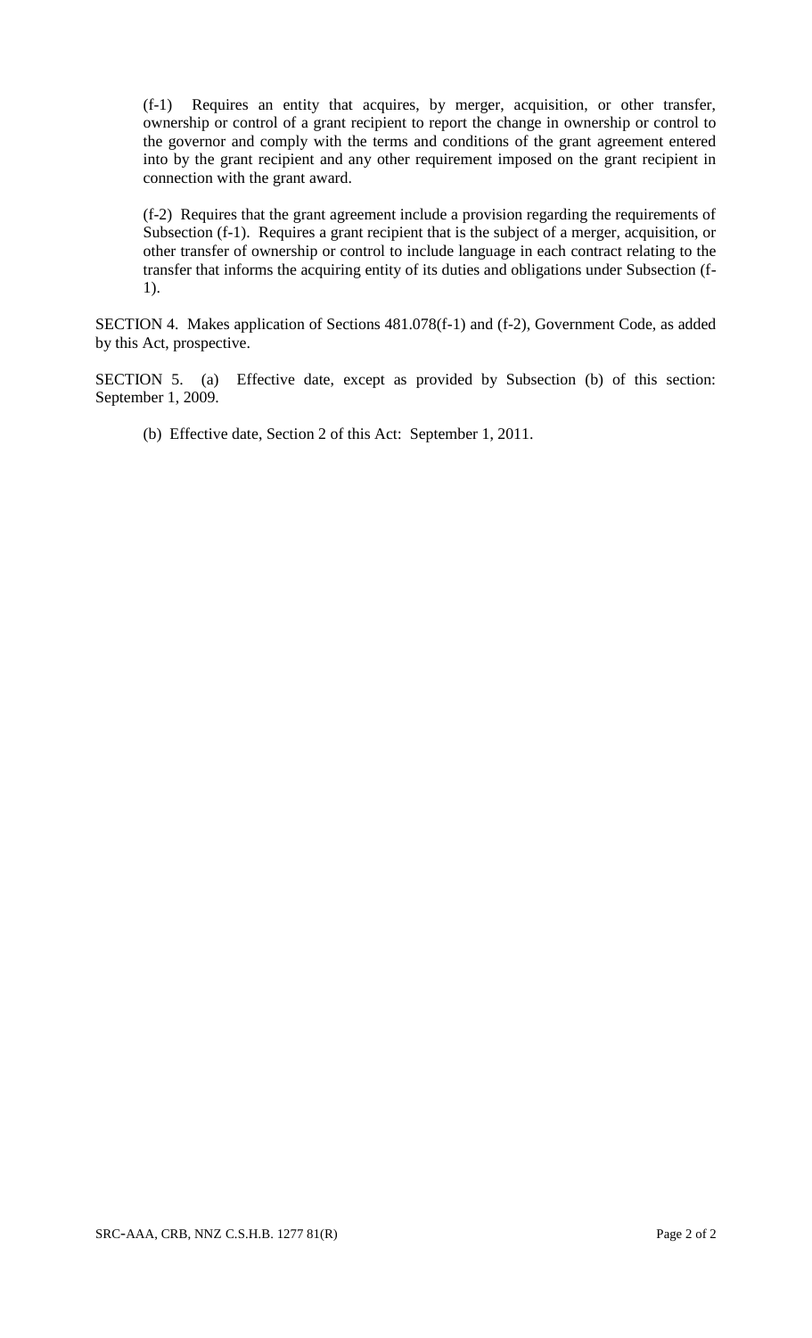(f-1) Requires an entity that acquires, by merger, acquisition, or other transfer, ownership or control of a grant recipient to report the change in ownership or control to the governor and comply with the terms and conditions of the grant agreement entered into by the grant recipient and any other requirement imposed on the grant recipient in connection with the grant award.

(f-2) Requires that the grant agreement include a provision regarding the requirements of Subsection (f-1). Requires a grant recipient that is the subject of a merger, acquisition, or other transfer of ownership or control to include language in each contract relating to the transfer that informs the acquiring entity of its duties and obligations under Subsection (f-1).

SECTION 4. Makes application of Sections 481.078(f-1) and (f-2), Government Code, as added by this Act, prospective.

SECTION 5. (a) Effective date, except as provided by Subsection (b) of this section: September 1, 2009.

(b) Effective date, Section 2 of this Act: September 1, 2011.